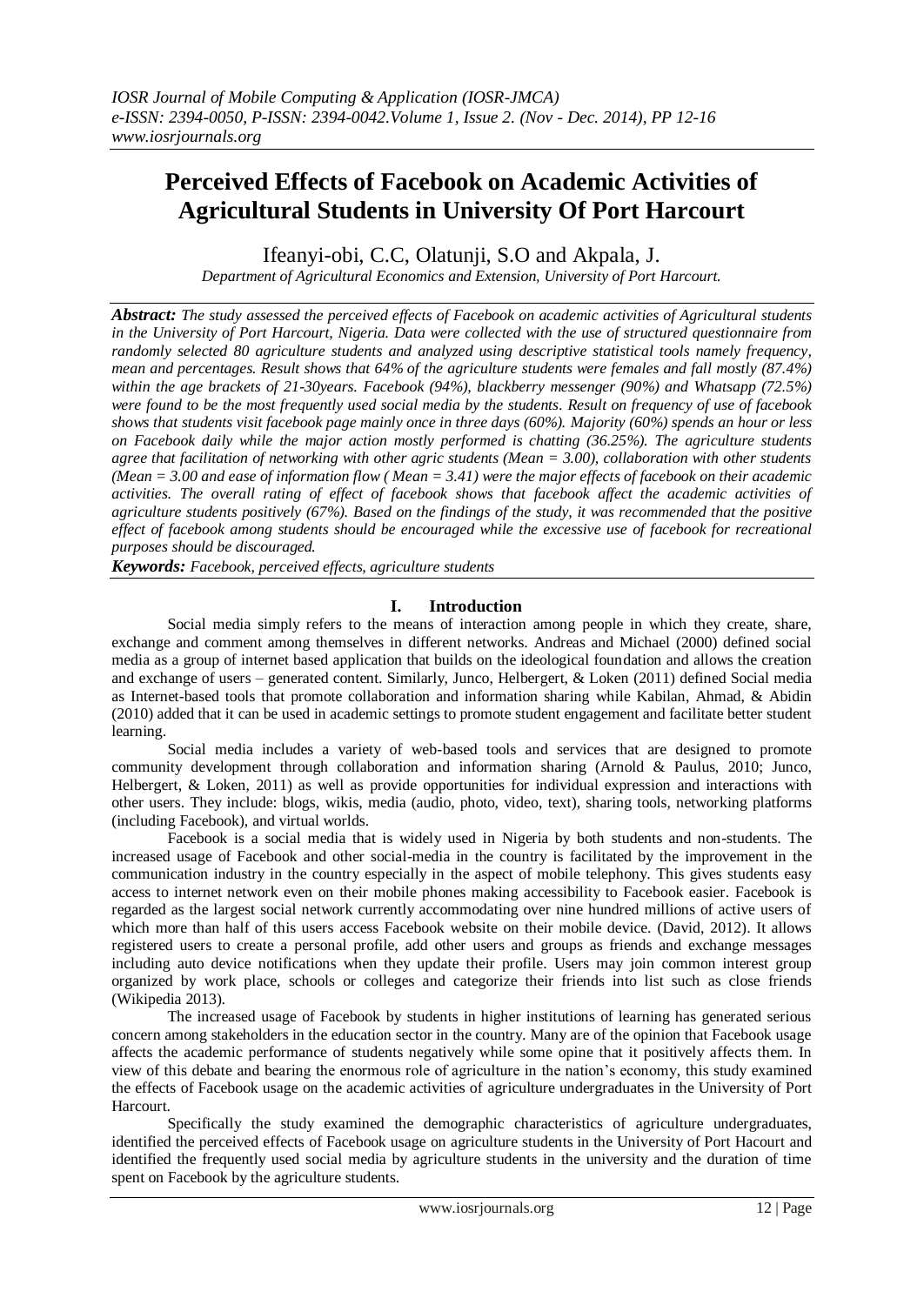# Perceived Effects of Facebook on Academic Activities of Agricultural Students in University Of Port Harcourt

Ifeanyi-obi, C.C, Olatunji, S.O and Akpala, J.

*Department of Agricultural Economics and Extension, University of Port Harcourt.*

***Abstract:*** *The study assessed the perceived effects of Facebook on academic activities of Agricultural students in the University of Port Harcourt, Nigeria. Data were collected with the use of structured questionnaire from randomly selected 80 agriculture students and analyzed using descriptive statistical tools namely frequency, mean and percentages. Result shows that 64% of the agriculture students were females and fall mostly (87.4%) within the age brackets of 21-30years. Facebook (94%), blackberry messenger (90%) and Whatsapp (72.5%) were found to be the most frequently used social media by the students. Result on frequency of use of facebook shows that students visit facebook page mainly once in three days (60%). Majority (60%) spends an hour or less on Facebook daily while the major action mostly performed is chatting (36.25%). The agriculture students agree that facilitation of networking with other agric students (Mean = 3.00), collaboration with other students (Mean = 3.00 and ease of information flow ( Mean = 3.41) were the major effects of facebook on their academic activities. The overall rating of effect of facebook shows that facebook affect the academic activities of agriculture students positively (67%). Based on the findings of the study, it was recommended that the positive effect of facebook among students should be encouraged while the excessive use of facebook for recreational purposes should be discouraged.*

***Keywords:*** *Facebook, perceived effects, agriculture students*

## I. Introduction

Social media simply refers to the means of interaction among people in which they create, share, exchange and comment among themselves in different networks. Andreas and Michael (2000) defined social media as a group of internet based application that builds on the ideological foundation and allows the creation and exchange of users – generated content. Similarly, Junco, Helbergert, & Loken (2011) defined Social media as Internet-based tools that promote collaboration and information sharing while Kabilan, Ahmad, & Abidin (2010) added that it can be used in academic settings to promote student engagement and facilitate better student learning.

Social media includes a variety of web-based tools and services that are designed to promote community development through collaboration and information sharing (Arnold & Paulus, 2010; Junco, Helbergert, & Loken, 2011) as well as provide opportunities for individual expression and interactions with other users. They include: blogs, wikis, media (audio, photo, video, text), sharing tools, networking platforms (including Facebook), and virtual worlds.

Facebook is a social media that is widely used in Nigeria by both students and non-students. The increased usage of Facebook and other social-media in the country is facilitated by the improvement in the communication industry in the country especially in the aspect of mobile telephony. This gives students easy access to internet network even on their mobile phones making accessibility to Facebook easier. Facebook is regarded as the largest social network currently accommodating over nine hundred millions of active users of which more than half of this users access Facebook website on their mobile device. (David, 2012). It allows registered users to create a personal profile, add other users and groups as friends and exchange messages including auto device notifications when they update their profile. Users may join common interest group organized by work place, schools or colleges and categorize their friends into list such as close friends (Wikipedia 2013).

The increased usage of Facebook by students in higher institutions of learning has generated serious concern among stakeholders in the education sector in the country. Many are of the opinion that Facebook usage affects the academic performance of students negatively while some opine that it positively affects them. In view of this debate and bearing the enormous role of agriculture in the nation's economy, this study examined the effects of Facebook usage on the academic activities of agriculture undergraduates in the University of Port Harcourt.

Specifically the study examined the demographic characteristics of agriculture undergraduates, identified the perceived effects of Facebook usage on agriculture students in the University of Port Hacourt and identified the frequently used social media by agriculture students in the university and the duration of time spent on Facebook by the agriculture students.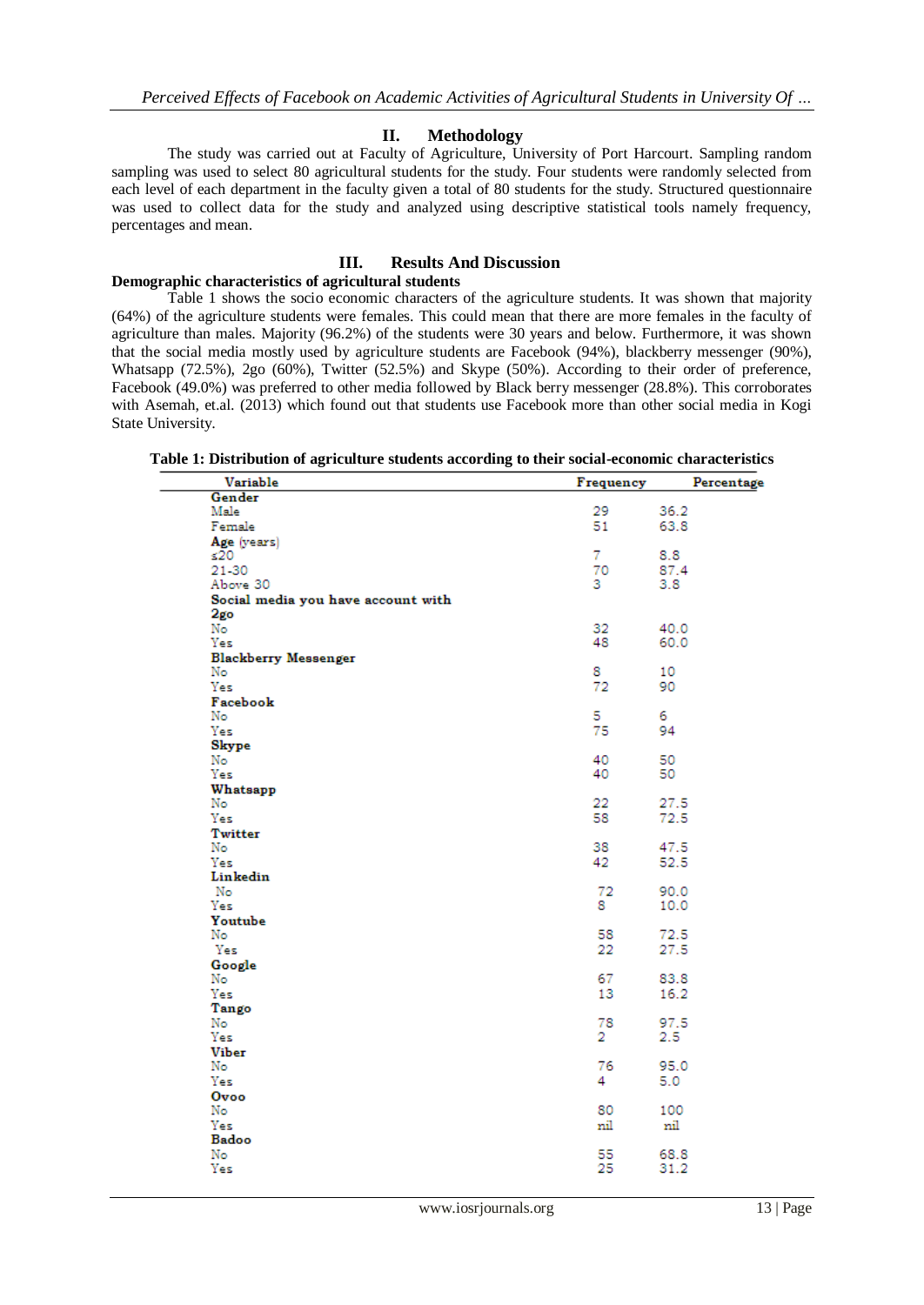## II. Methodology

The study was carried out at Faculty of Agriculture, University of Port Harcourt. Sampling random sampling was used to select 80 agricultural students for the study. Four students were randomly selected from each level of each department in the faculty given a total of 80 students for the study. Structured questionnaire was used to collect data for the study and analyzed using descriptive statistical tools namely frequency, percentages and mean.

## III. Results And Discussion

### Demographic characteristics of agricultural students

Table 1 shows the socio economic characters of the agriculture students. It was shown that majority (64%) of the agriculture students were females. This could mean that there are more females in the faculty of agriculture than males. Majority (96.2%) of the students were 30 years and below. Furthermore, it was shown that the social media mostly used by agriculture students are Facebook (94%), blackberry messenger (90%), Whatsapp (72.5%), 2go (60%), Twitter (52.5%) and Skype (50%). According to their order of preference, Facebook (49.0%) was preferred to other media followed by Black berry messenger (28.8%). This corroborates with Asemah, et.al. (2013) which found out that students use Facebook more than other social media in Kogi State University.

**Table 1: Distribution of agriculture students according to their social-economic characteristics**

| Variable | Frequency | Percentage |
|---|---|---|
| **Gender** | | |
| Male | 29 | 36.2 |
| Female | 51 | 63.8 |
| **Age** (years) | | |
| ≤20 | 7 | 8.8 |
| 21-30 | 70 | 87.4 |
| Above 30 | 3 | 3.8 |
| **Social media you have account with** | | |
| **2go** | | |
| No | 32 | 40.0 |
| Yes | 48 | 60.0 |
| **Blackberry Messenger** | | |
| No | 8 | 10 |
| Yes | 72 | 90 |
| **Facebook** | | |
| No | 5 | 6 |
| Yes | 75 | 94 |
| **Skype** | | |
| No | 40 | 50 |
| Yes | 40 | 50 |
| **Whatsapp** | | |
| No | 22 | 27.5 |
| Yes | 58 | 72.5 |
| **Twitter** | | |
| No | 38 | 47.5 |
| Yes | 42 | 52.5 |
| **Linkedin** | | |
| No | 72 | 90.0 |
| Yes | 8 | 10.0 |
| **Youtube** | | |
| No | 58 | 72.5 |
| Yes | 22 | 27.5 |
| **Google** | | |
| No | 67 | 83.8 |
| Yes | 13 | 16.2 |
| **Tango** | | |
| No | 78 | 97.5 |
| Yes | 2 | 2.5 |
| **Viber** | | |
| No | 76 | 95.0 |
| Yes | 4 | 5.0 |
| **Ovoo** | | |
| No | 80 | 100 |
| Yes | nil | nil |
| **Badoo** | | |
| No | 55 | 68.8 |
| Yes | 25 | 31.2 |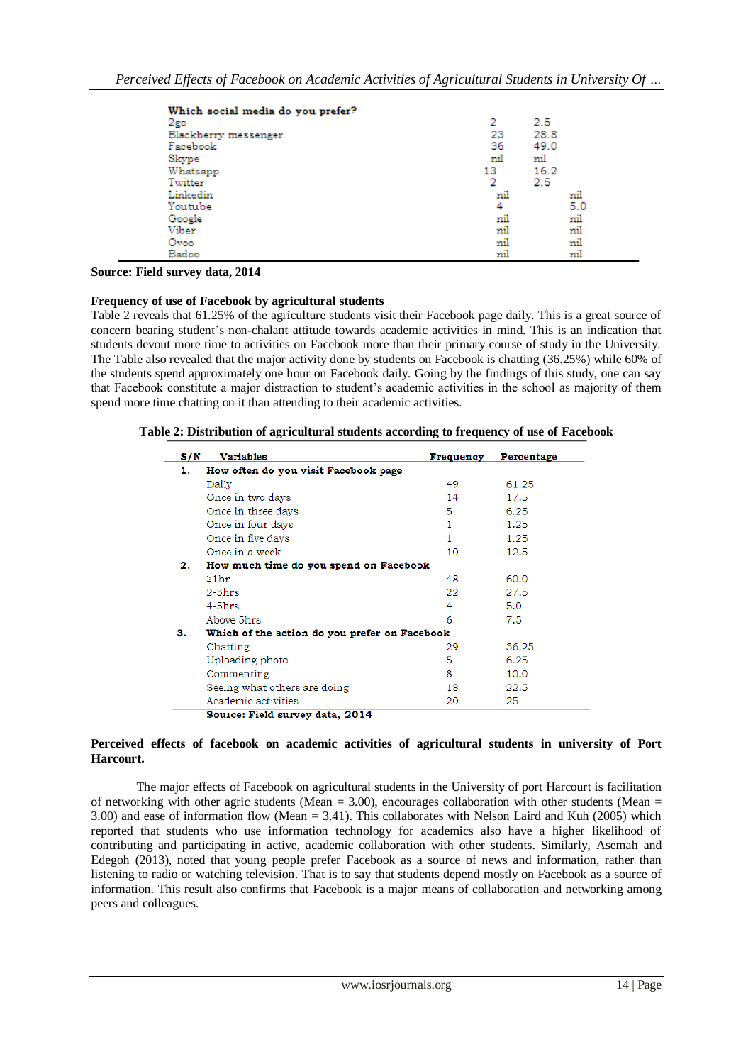| Which social media do you prefer? | | |
|---|---|---|
| 2go | 2 | 2.5 |
| Blackberry messenger | 23 | 28.8 |
| Facebook | 36 | 49.0 |
| Skype | nil | nil |
| Whatsapp | 13 | 16.2 |
| Twitter | 2 | 2.5 |
| Linkedin | nil | nil |
| Youtube | 4 | 5.0 |
| Google | nil | nil |
| Viber | nil | nil |
| Ovoo | nil | nil |
| Badoo | nil | nil |

**Source: Field survey data, 2014**

**Frequency of use of Facebook by agricultural students**

Table 2 reveals that 61.25% of the agriculture students visit their Facebook page daily. This is a great source of concern bearing student's non-chalant attitude towards academic activities in mind. This is an indication that students devout more time to activities on Facebook more than their primary course of study in the University. The Table also revealed that the major activity done by students on Facebook is chatting (36.25%) while 60% of the students spend approximately one hour on Facebook daily. Going by the findings of this study, one can say that Facebook constitute a major distraction to student's academic activities in the school as majority of them spend more time chatting on it than attending to their academic activities.

**Table 2: Distribution of agricultural students according to frequency of use of Facebook**

| S/N | Variables | Frequency | Percentage |
|---|---|---|---|
| 1. | **How often do you visit Facebook page** | | |
| | Daily | 49 | 61.25 |
| | Once in two days | 14 | 17.5 |
| | Once in three days | 5 | 6.25 |
| | Once in four days | 1 | 1.25 |
| | Once in five days | 1 | 1.25 |
| | Once in a week | 10 | 12.5 |
| 2. | **How much time do you spend on Facebook** | | |
| | ≥1hr | 48 | 60.0 |
| | 2-3hrs | 22 | 27.5 |
| | 4-5hrs | 4 | 5.0 |
| | Above 5hrs | 6 | 7.5 |
| 3. | **Which of the action do you prefer on Facebook** | | |
| | Chatting | 29 | 36.25 |
| | Uploading photo | 5 | 6.25 |
| | Commenting | 8 | 10.0 |
| | Seeing what others are doing | 18 | 22.5 |
| | Academic activities | 20 | 25 |

**Source: Field survey data, 2014**

**Perceived effects of facebook on academic activities of agricultural students in university of Port Harcourt.**

The major effects of Facebook on agricultural students in the University of port Harcourt is facilitation of networking with other agric students (Mean = 3.00), encourages collaboration with other students (Mean = 3.00) and ease of information flow (Mean = 3.41). This collaborates with Nelson Laird and Kuh (2005) which reported that students who use information technology for academics also have a higher likelihood of contributing and participating in active, academic collaboration with other students. Similarly, Asemah and Edegoh (2013), noted that young people prefer Facebook as a source of news and information, rather than listening to radio or watching television. That is to say that students depend mostly on Facebook as a source of information. This result also confirms that Facebook is a major means of collaboration and networking among peers and colleagues.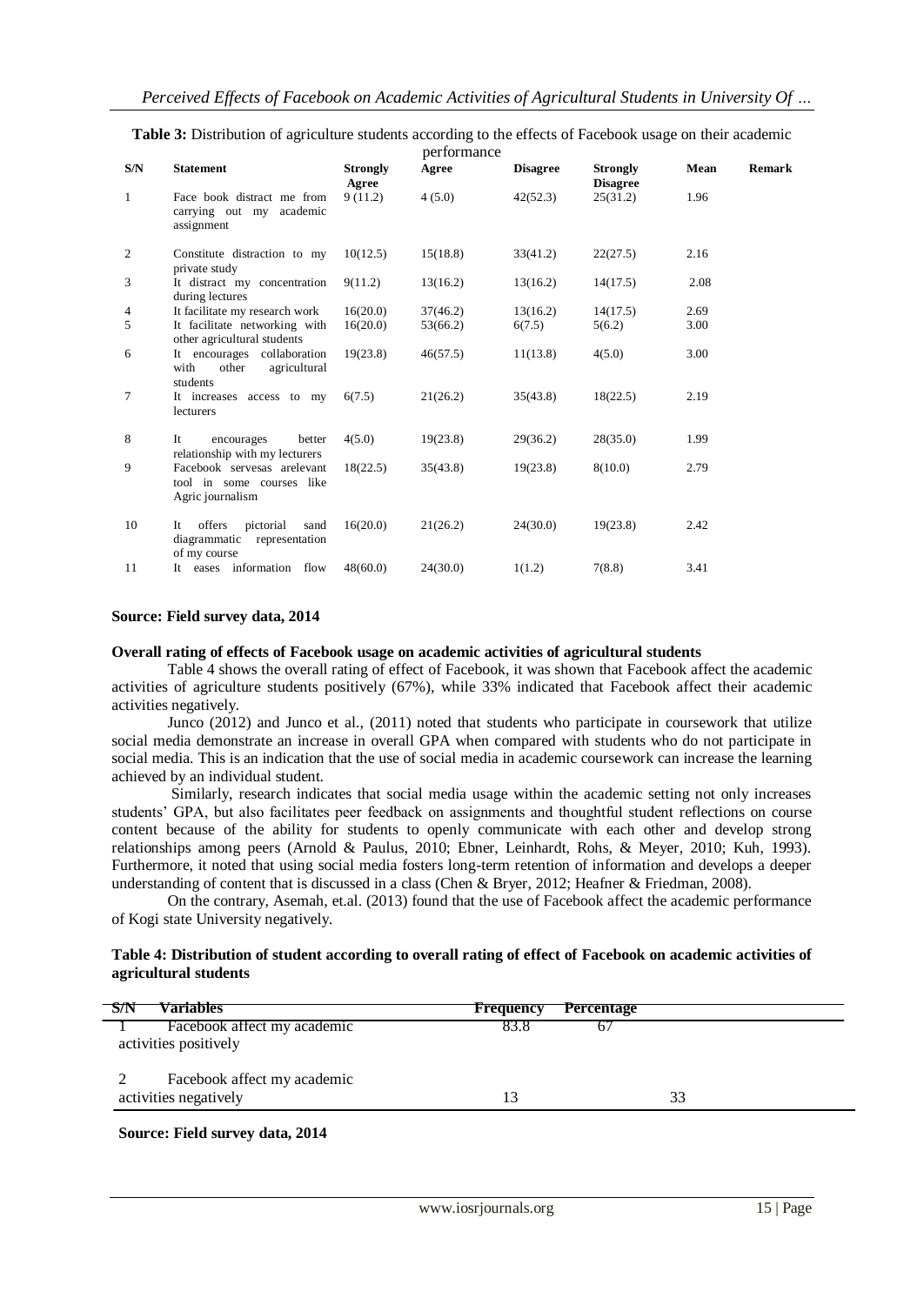**Table 3:** Distribution of agriculture students according to the effects of Facebook usage on their academic performance

| S/N | Statement | Strongly Agree | Agree | Disagree | Strongly Disagree | Mean | Remark |
|---|---|---|---|---|---|---|---|
| 1 | Face book distract me from carrying out my academic assignment | 9 (11.2) | 4 (5.0) | 42(52.3) | 25(31.2) | 1.96 | |
| 2 | Constitute distraction to my private study | 10(12.5) | 15(18.8) | 33(41.2) | 22(27.5) | 2.16 | |
| 3 | It distract my concentration during lectures | 9(11.2) | 13(16.2) | 13(16.2) | 14(17.5) | 2.08 | |
| 4 | It facilitate my research work | 16(20.0) | 37(46.2) | 13(16.2) | 14(17.5) | 2.69 | |
| 5 | It facilitate networking with other agricultural students | 16(20.0) | 53(66.2) | 6(7.5) | 5(6.2) | 3.00 | |
| 6 | It encourages collaboration with other agricultural students | 19(23.8) | 46(57.5) | 11(13.8) | 4(5.0) | 3.00 | |
| 7 | It increases access to my lecturers | 6(7.5) | 21(26.2) | 35(43.8) | 18(22.5) | 2.19 | |
| 8 | It encourages better relationship with my lecturers | 4(5.0) | 19(23.8) | 29(36.2) | 28(35.0) | 1.99 | |
| 9 | Facebook servesas arelevant tool in some courses like Agric journalism | 18(22.5) | 35(43.8) | 19(23.8) | 8(10.0) | 2.79 | |
| 10 | It offers pictorial sand diagrammatic representation of my course | 16(20.0) | 21(26.2) | 24(30.0) | 19(23.8) | 2.42 | |
| 11 | It eases information flow | 48(60.0) | 24(30.0) | 1(1.2) | 7(8.8) | 3.41 | |

**Source: Field survey data, 2014**

**Overall rating of effects of Facebook usage on academic activities of agricultural students**

Table 4 shows the overall rating of effect of Facebook, it was shown that Facebook affect the academic activities of agriculture students positively (67%), while 33% indicated that Facebook affect their academic activities negatively.

Junco (2012) and Junco et al., (2011) noted that students who participate in coursework that utilize social media demonstrate an increase in overall GPA when compared with students who do not participate in social media. This is an indication that the use of social media in academic coursework can increase the learning achieved by an individual student.

Similarly, research indicates that social media usage within the academic setting not only increases students' GPA, but also facilitates peer feedback on assignments and thoughtful student reflections on course content because of the ability for students to openly communicate with each other and develop strong relationships among peers (Arnold & Paulus, 2010; Ebner, Leinhardt, Rohs, & Meyer, 2010; Kuh, 1993). Furthermore, it noted that using social media fosters long-term retention of information and develops a deeper understanding of content that is discussed in a class (Chen & Bryer, 2012; Heafner & Friedman, 2008).

On the contrary, Asemah, et.al. (2013) found that the use of Facebook affect the academic performance of Kogi state University negatively.

**Table 4: Distribution of student according to overall rating of effect of Facebook on academic activities of agricultural students**

| S/N | Variables | Frequency | Percentage |
|---|---|---|---|
| 1 | Facebook affect my academic activities positively | 83.8 | 67 |
| 2 | Facebook affect my academic activities negatively | 13 | 33 |

**Source: Field survey data, 2014**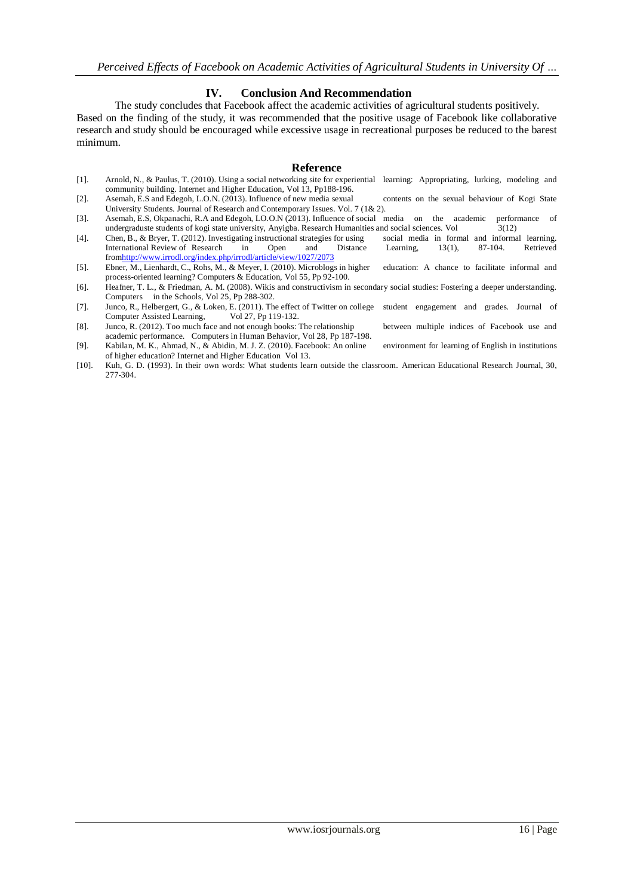## IV. Conclusion And Recommendation

The study concludes that Facebook affect the academic activities of agricultural students positively. Based on the finding of the study, it was recommended that the positive usage of Facebook like collaborative research and study should be encouraged while excessive usage in recreational purposes be reduced to the barest minimum.

## Reference

[1]. Arnold, N., & Paulus, T. (2010). Using a social networking site for experiential learning: Appropriating, lurking, modeling and community building. Internet and Higher Education, Vol 13, Pp188-196.

[2]. Asemah, E.S and Edegoh, L.O.N. (2013). Influence of new media sexual contents on the sexual behaviour of Kogi State University Students. Journal of Research and Contemporary Issues. Vol. 7 (1& 2).

[3]. Asemah, E.S, Okpanachi, R.A and Edegoh, LO.O.N (2013). Influence of social media on the academic performance of undergraduste students of kogi state university, Anyigba. Research Humanities and social sciences. Vol 3(12)

[4]. Chen, B., & Bryer, T. (2012). Investigating instructional strategies for using social media in formal and informal learning. International Review of Research in Open and Distance Learning, 13(1), 87-104. Retrieved fromhttp://www.irrodl.org/index.php/irrodl/article/view/1027/2073

[5]. Ebner, M., Lienhardt, C., Rohs, M., & Meyer, I. (2010). Microblogs in higher education: A chance to facilitate informal and process-oriented learning? Computers & Education, Vol 55, Pp 92-100.

[6]. Heafner, T. L., & Friedman, A. M. (2008). Wikis and constructivism in secondary social studies: Fostering a deeper understanding. Computers in the Schools, Vol 25, Pp 288-302.

[7]. Junco, R., Helbergert, G., & Loken, E. (2011). The effect of Twitter on college student engagement and grades. Journal of Computer Assisted Learning, Vol 27, Pp 119-132.

[8]. Junco, R. (2012). Too much face and not enough books: The relationship between multiple indices of Facebook use and academic performance. Computers in Human Behavior, Vol 28, Pp 187-198.

[9]. Kabilan, M. K., Ahmad, N., & Abidin, M. J. Z. (2010). Facebook: An online environment for learning of English in institutions of higher education? Internet and Higher Education Vol 13.

[10]. Kuh, G. D. (1993). In their own words: What students learn outside the classroom. American Educational Research Journal, 30, 277-304.